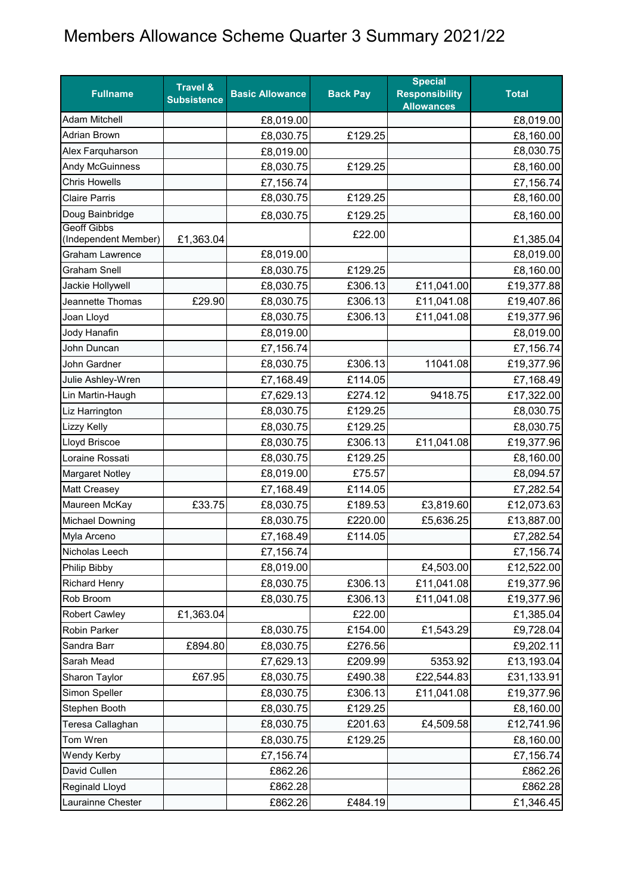# Members Allowance Scheme Quarter 3 Summary 2021/22

| Fullname | Travel & Subsistence | Basic Allowance | Back Pay | Special Responsibility Allowances | Total |
|---|---|---|---|---|---|
| Adam Mitchell | | £8,019.00 | | | £8,019.00 |
| Adrian Brown | | £8,030.75 | £129.25 | | £8,160.00 |
| Alex Farquharson | | £8,019.00 | | | £8,030.75 |
| Andy McGuinness | | £8,030.75 | £129.25 | | £8,160.00 |
| Chris Howells | | £7,156.74 | | | £7,156.74 |
| Claire Parris | | £8,030.75 | £129.25 | | £8,160.00 |
| Doug Bainbridge | | £8,030.75 | £129.25 | | £8,160.00 |
| Geoff Gibbs (Independent Member) | £1,363.04 | | £22.00 | | £1,385.04 |
| Graham Lawrence | | £8,019.00 | | | £8,019.00 |
| Graham Snell | | £8,030.75 | £129.25 | | £8,160.00 |
| Jackie Hollywell | | £8,030.75 | £306.13 | £11,041.00 | £19,377.88 |
| Jeannette Thomas | £29.90 | £8,030.75 | £306.13 | £11,041.08 | £19,407.86 |
| Joan Lloyd | | £8,030.75 | £306.13 | £11,041.08 | £19,377.96 |
| Jody Hanafin | | £8,019.00 | | | £8,019.00 |
| John Duncan | | £7,156.74 | | | £7,156.74 |
| John Gardner | | £8,030.75 | £306.13 | 11041.08 | £19,377.96 |
| Julie Ashley-Wren | | £7,168.49 | £114.05 | | £7,168.49 |
| Lin Martin-Haugh | | £7,629.13 | £274.12 | 9418.75 | £17,322.00 |
| Liz Harrington | | £8,030.75 | £129.25 | | £8,030.75 |
| Lizzy Kelly | | £8,030.75 | £129.25 | | £8,030.75 |
| Lloyd Briscoe | | £8,030.75 | £306.13 | £11,041.08 | £19,377.96 |
| Loraine Rossati | | £8,030.75 | £129.25 | | £8,160.00 |
| Margaret Notley | | £8,019.00 | £75.57 | | £8,094.57 |
| Matt Creasey | | £7,168.49 | £114.05 | | £7,282.54 |
| Maureen McKay | £33.75 | £8,030.75 | £189.53 | £3,819.60 | £12,073.63 |
| Michael Downing | | £8,030.75 | £220.00 | £5,636.25 | £13,887.00 |
| Myla Arceno | | £7,168.49 | £114.05 | | £7,282.54 |
| Nicholas Leech | | £7,156.74 | | | £7,156.74 |
| Philip Bibby | | £8,019.00 | | £4,503.00 | £12,522.00 |
| Richard Henry | | £8,030.75 | £306.13 | £11,041.08 | £19,377.96 |
| Rob Broom | | £8,030.75 | £306.13 | £11,041.08 | £19,377.96 |
| Robert Cawley | £1,363.04 | | £22.00 | | £1,385.04 |
| Robin Parker | | £8,030.75 | £154.00 | £1,543.29 | £9,728.04 |
| Sandra Barr | £894.80 | £8,030.75 | £276.56 | | £9,202.11 |
| Sarah Mead | | £7,629.13 | £209.99 | 5353.92 | £13,193.04 |
| Sharon Taylor | £67.95 | £8,030.75 | £490.38 | £22,544.83 | £31,133.91 |
| Simon Speller | | £8,030.75 | £306.13 | £11,041.08 | £19,377.96 |
| Stephen Booth | | £8,030.75 | £129.25 | | £8,160.00 |
| Teresa Callaghan | | £8,030.75 | £201.63 | £4,509.58 | £12,741.96 |
| Tom Wren | | £8,030.75 | £129.25 | | £8,160.00 |
| Wendy Kerby | | £7,156.74 | | | £7,156.74 |
| David Cullen | | £862.26 | | | £862.26 |
| Reginald Lloyd | | £862.28 | | | £862.28 |
| Laurainne Chester | | £862.26 | £484.19 | | £1,346.45 |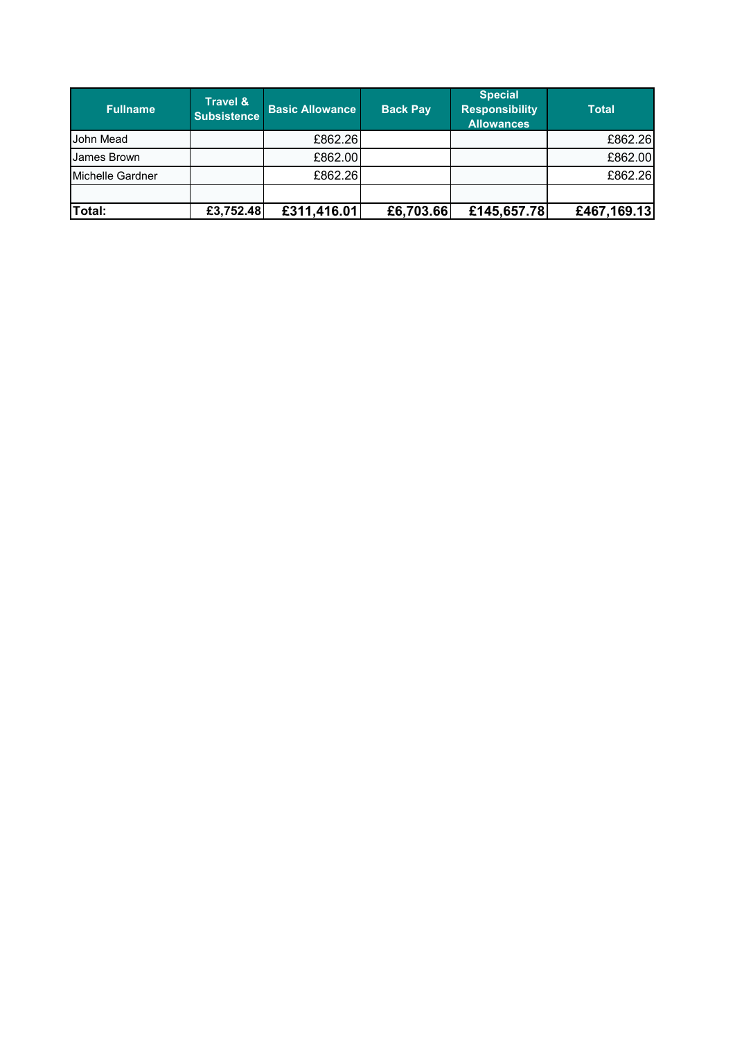| Fullname | Travel & Subsistence | Basic Allowance | Back Pay | Special Responsibility Allowances | Total |
|---|---|---|---|---|---|
| John Mead | | £862.26 | | | £862.26 |
| James Brown | | £862.00 | | | £862.00 |
| Michelle Gardner | | £862.26 | | | £862.26 |
| | | | | | |
| **Total:** | **£3,752.48** | **£311,416.01** | **£6,703.66** | **£145,657.78** | **£467,169.13** |